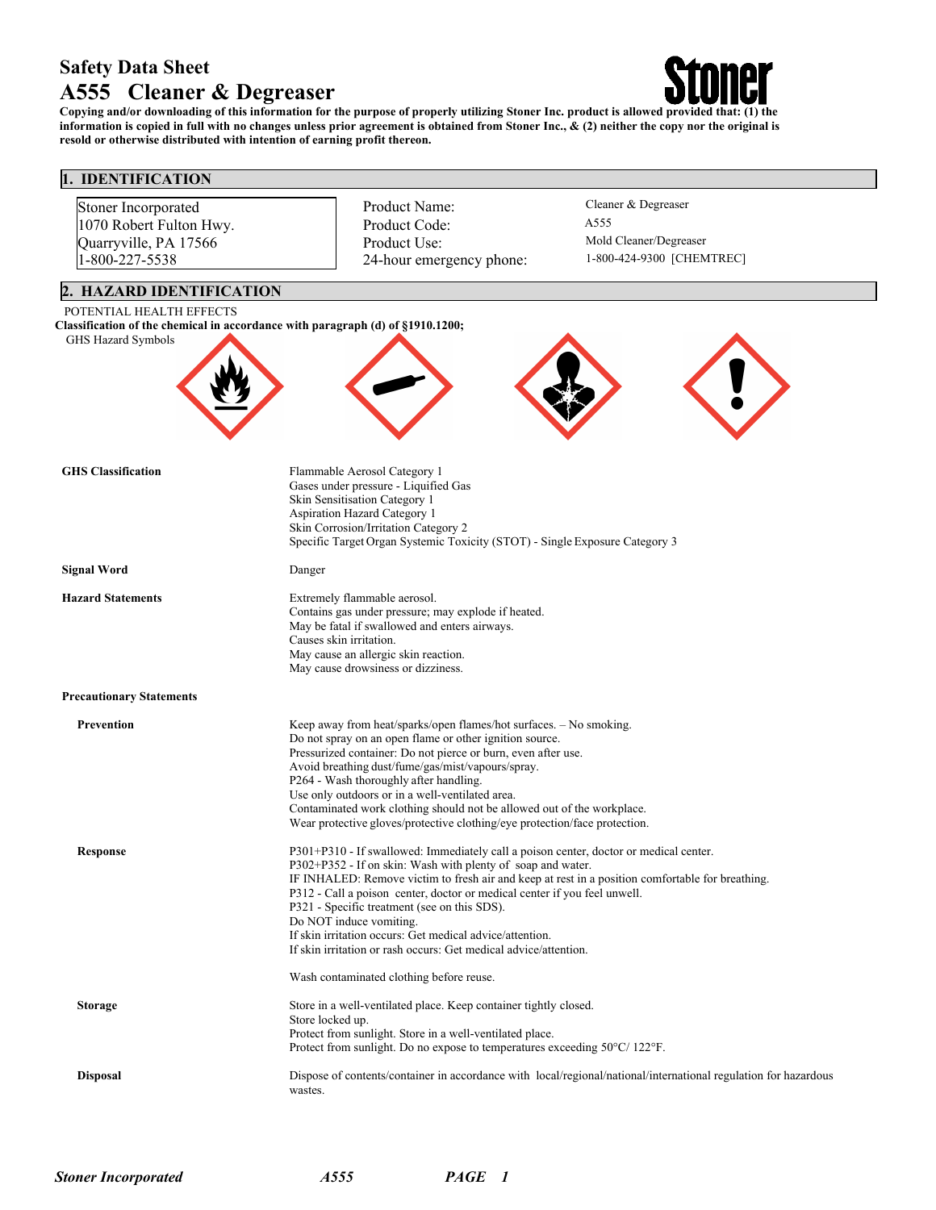# Safety Data Sheet

# A555 Cleaner & Degreaser

**Copying and/or downloading of this information for the purpose of properly utilizing Stoner Inc. product is allowed provided that: (1) the information is copied in full with no changes unless prior agreement is obtained from Stoner Inc., & (2) neither the copy nor the original is resold or otherwise distributed with intention of earning profit thereon.**

## 1. IDENTIFICATION

Stoner Incorporated
1070 Robert Fulton Hwy.
Quarryville, PA 17566
1-800-227-5538

| | |
|---|---|
| Product Name: | Cleaner & Degreaser |
| Product Code: | A555 |
| Product Use: | Mold Cleaner/Degreaser |
| 24-hour emergency phone: | 1-800-424-9300 [CHEMTREC] |

## 2. HAZARD IDENTIFICATION

POTENTIAL HEALTH EFFECTS

**Classification of the chemical in accordance with paragraph (d) of §1910.1200;**

GHS Hazard Symbols

**GHS Classification**

Flammable Aerosol Category 1
Gases under pressure - Liquified Gas
Skin Sensitisation Category 1
Aspiration Hazard Category 1
Skin Corrosion/Irritation Category 2
Specific Target Organ Systemic Toxicity (STOT) - Single Exposure Category 3

**Signal Word**

Danger

**Hazard Statements**

Extremely flammable aerosol.
Contains gas under pressure; may explode if heated.
May be fatal if swallowed and enters airways.
Causes skin irritation.
May cause an allergic skin reaction.
May cause drowsiness or dizziness.

**Precautionary Statements**

**Prevention**

Keep away from heat/sparks/open flames/hot surfaces. – No smoking.
Do not spray on an open flame or other ignition source.
Pressurized container: Do not pierce or burn, even after use.
Avoid breathing dust/fume/gas/mist/vapours/spray.
P264 - Wash thoroughly after handling.
Use only outdoors or in a well-ventilated area.
Contaminated work clothing should not be allowed out of the workplace.
Wear protective gloves/protective clothing/eye protection/face protection.

**Response**

P301+P310 - If swallowed: Immediately call a poison center, doctor or medical center.
P302+P352 - If on skin: Wash with plenty of soap and water.
IF INHALED: Remove victim to fresh air and keep at rest in a position comfortable for breathing.
P312 - Call a poison center, doctor or medical center if you feel unwell.
P321 - Specific treatment (see on this SDS).
Do NOT induce vomiting.
If skin irritation occurs: Get medical advice/attention.
If skin irritation or rash occurs: Get medical advice/attention.

Wash contaminated clothing before reuse.

**Storage**

Store in a well-ventilated place. Keep container tightly closed.
Store locked up.
Protect from sunlight. Store in a well-ventilated place.
Protect from sunlight. Do no expose to temperatures exceeding 50°C/ 122°F.

**Disposal**

Dispose of contents/container in accordance with local/regional/national/international regulation for hazardous wastes.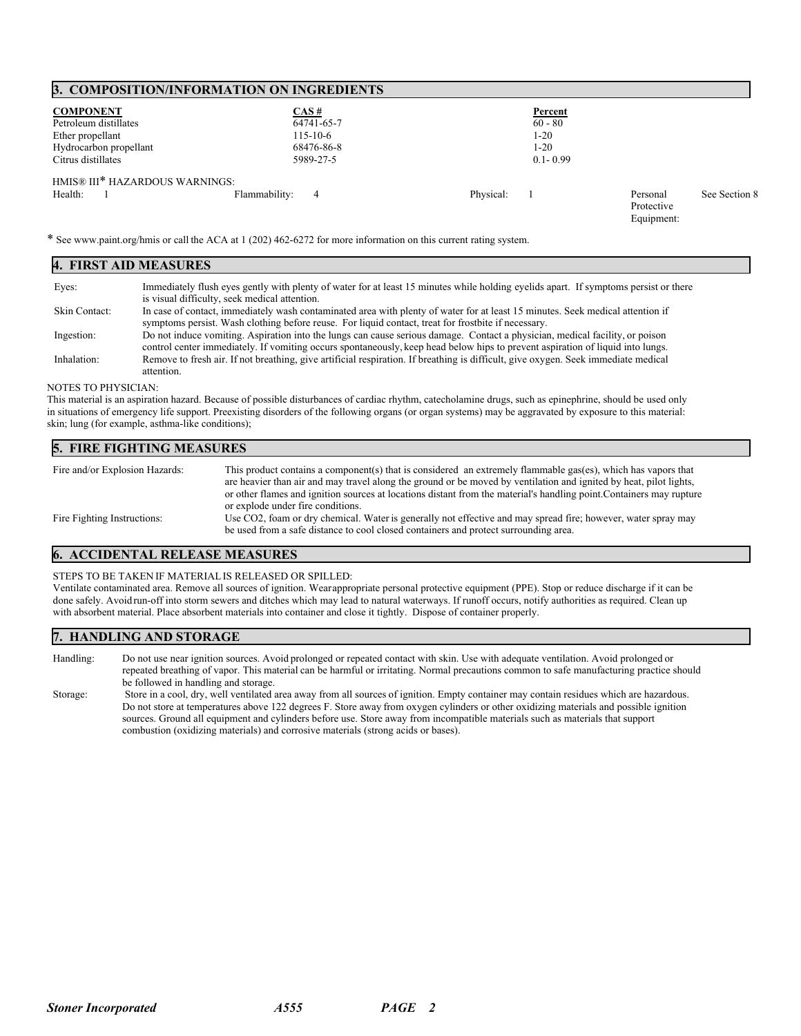## 3. COMPOSITION/INFORMATION ON INGREDIENTS

| COMPONENT | CAS # | Percent |
|---|---|---|
| Petroleum distillates | 64741-65-7 | 60 - 80 |
| Ether propellant | 115-10-6 | 1-20 |
| Hydrocarbon propellant | 68476-86-8 | 1-20 |
| Citrus distillates | 5989-27-5 | 0.1- 0.99 |

HMIS® III* HAZARDOUS WARNINGS:

| Health: | 1 | Flammability: | 4 | Physical: | 1 | Personal Protective Equipment: | See Section 8 |
|---|---|---|---|---|---|---|---|

* See www.paint.org/hmis or call the ACA at 1 (202) 462-6272 for more information on this current rating system.

## 4. FIRST AID MEASURES

**Eyes:** Immediately flush eyes gently with plenty of water for at least 15 minutes while holding eyelids apart. If symptoms persist or there is visual difficulty, seek medical attention.

**Skin Contact:** In case of contact, immediately wash contaminated area with plenty of water for at least 15 minutes. Seek medical attention if symptoms persist. Wash clothing before reuse. For liquid contact, treat for frostbite if necessary.

**Ingestion:** Do not induce vomiting. Aspiration into the lungs can cause serious damage. Contact a physician, medical facility, or poison control center immediately. If vomiting occurs spontaneously, keep head below hips to prevent aspiration of liquid into lungs.

**Inhalation:** Remove to fresh air. If not breathing, give artificial respiration. If breathing is difficult, give oxygen. Seek immediate medical attention.

NOTES TO PHYSICIAN:

This material is an aspiration hazard. Because of possible disturbances of cardiac rhythm, catecholamine drugs, such as epinephrine, should be used only in situations of emergency life support. Preexisting disorders of the following organs (or organ systems) may be aggravated by exposure to this material: skin; lung (for example, asthma-like conditions);

## 5. FIRE FIGHTING MEASURES

**Fire and/or Explosion Hazards:** This product contains a component(s) that is considered an extremely flammable gas(es), which has vapors that are heavier than air and may travel along the ground or be moved by ventilation and ignited by heat, pilot lights, or other flames and ignition sources at locations distant from the material's handling point.Containers may rupture or explode under fire conditions.

**Fire Fighting Instructions:** Use CO2, foam or dry chemical. Water is generally not effective and may spread fire; however, water spray may be used from a safe distance to cool closed containers and protect surrounding area.

## 6. ACCIDENTAL RELEASE MEASURES

STEPS TO BE TAKEN IF MATERIAL IS RELEASED OR SPILLED:

Ventilate contaminated area. Remove all sources of ignition. Wear appropriate personal protective equipment (PPE). Stop or reduce discharge if it can be done safely. Avoid run-off into storm sewers and ditches which may lead to natural waterways. If runoff occurs, notify authorities as required. Clean up with absorbent material. Place absorbent materials into container and close it tightly. Dispose of container properly.

## 7. HANDLING AND STORAGE

**Handling:** Do not use near ignition sources. Avoid prolonged or repeated contact with skin. Use with adequate ventilation. Avoid prolonged or repeated breathing of vapor. This material can be harmful or irritating. Normal precautions common to safe manufacturing practice should be followed in handling and storage.

**Storage:** Store in a cool, dry, well ventilated area away from all sources of ignition. Empty container may contain residues which are hazardous. Do not store at temperatures above 122 degrees F. Store away from oxygen cylinders or other oxidizing materials and possible ignition sources. Ground all equipment and cylinders before use. Store away from incompatible materials such as materials that support combustion (oxidizing materials) and corrosive materials (strong acids or bases).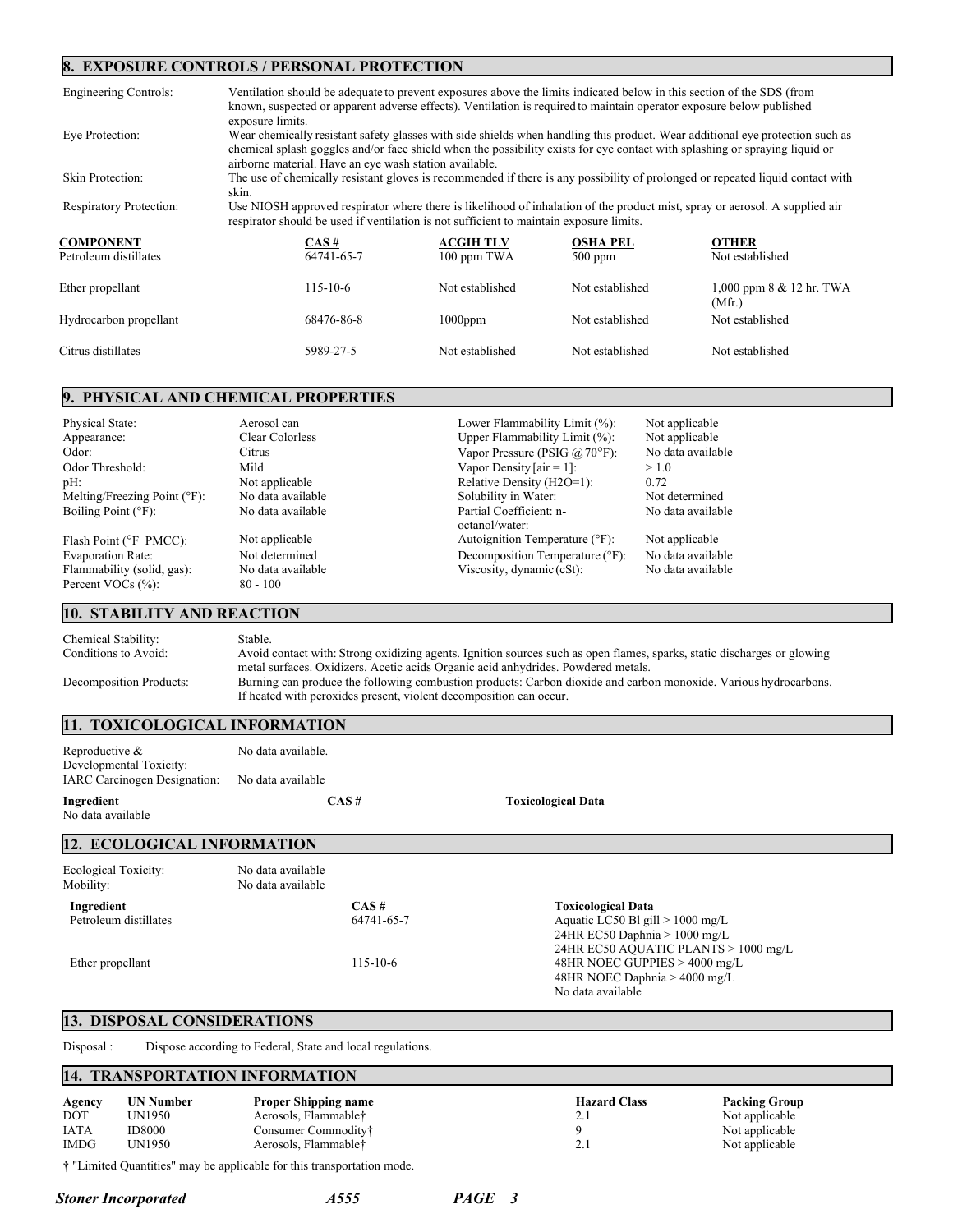## 8. EXPOSURE CONTROLS / PERSONAL PROTECTION

**Engineering Controls:** Ventilation should be adequate to prevent exposures above the limits indicated below in this section of the SDS (from known, suspected or apparent adverse effects). Ventilation is required to maintain operator exposure below published exposure limits.

**Eye Protection:** Wear chemically resistant safety glasses with side shields when handling this product. Wear additional eye protection such as chemical splash goggles and/or face shield when the possibility exists for eye contact with splashing or spraying liquid or airborne material. Have an eye wash station available.

**Skin Protection:** The use of chemically resistant gloves is recommended if there is any possibility of prolonged or repeated liquid contact with skin.

**Respiratory Protection:** Use NIOSH approved respirator where there is likelihood of inhalation of the product mist, spray or aerosol. A supplied air respirator should be used if ventilation is not sufficient to maintain exposure limits.

| COMPONENT | CAS # | ACGIH TLV | OSHA PEL | OTHER |
|---|---|---|---|---|
| Petroleum distillates | 64741-65-7 | 100 ppm TWA | 500 ppm | Not established |
| Ether propellant | 115-10-6 | Not established | Not established | 1,000 ppm 8 & 12 hr. TWA (Mfr.) |
| Hydrocarbon propellant | 68476-86-8 | 1000ppm | Not established | Not established |
| Citrus distillates | 5989-27-5 | Not established | Not established | Not established |

## 9. PHYSICAL AND CHEMICAL PROPERTIES

| Property | Value | Property | Value |
|---|---|---|---|
| Physical State: | Aerosol can | Lower Flammability Limit (%): | Not applicable |
| Appearance: | Clear Colorless | Upper Flammability Limit (%): | Not applicable |
| Odor: | Citrus | Vapor Pressure (PSIG @ 70°F): | No data available |
| Odor Threshold: | Mild | Vapor Density [air = 1]: | > 1.0 |
| pH: | Not applicable | Relative Density (H2O=1): | 0.72 |
| Melting/Freezing Point (°F): | No data available | Solubility in Water: | Not determined |
| Boiling Point (°F): | No data available | Partial Coefficient: n-octanol/water: | No data available |
| Flash Point (°F PMCC): | Not applicable | Autoignition Temperature (°F): | Not applicable |
| Evaporation Rate: | Not determined | Decomposition Temperature (°F): | No data available |
| Flammability (solid, gas): | No data available | Viscosity, dynamic (cSt): | No data available |
| Percent VOCs (%): | 80 - 100 | | |

## 10. STABILITY AND REACTION

**Chemical Stability:** Stable.

**Conditions to Avoid:** Avoid contact with: Strong oxidizing agents. Ignition sources such as open flames, sparks, static discharges or glowing metal surfaces. Oxidizers. Acetic acids Organic acid anhydrides. Powdered metals.

**Decomposition Products:** Burning can produce the following combustion products: Carbon dioxide and carbon monoxide. Various hydrocarbons. If heated with peroxides present, violent decomposition can occur.

## 11. TOXICOLOGICAL INFORMATION

**Reproductive & Developmental Toxicity:** No data available.

**IARC Carcinogen Designation:** No data available

| Ingredient | CAS # | Toxicological Data |
|---|---|---|
| No data available | | |

## 12. ECOLOGICAL INFORMATION

**Ecological Toxicity:** No data available

**Mobility:** No data available

| Ingredient | CAS # | Toxicological Data |
|---|---|---|
| Petroleum distillates | 64741-65-7 | Aquatic LC50 Bl gill > 1000 mg/L<br>24HR EC50 Daphnia > 1000 mg/L<br>24HR EC50 AQUATIC PLANTS > 1000 mg/L |
| Ether propellant | 115-10-6 | 48HR NOEC GUPPIES > 4000 mg/L<br>48HR NOEC Daphnia > 4000 mg/L<br>No data available |

## 13. DISPOSAL CONSIDERATIONS

Disposal : Dispose according to Federal, State and local regulations.

## 14. TRANSPORTATION INFORMATION

| Agency | UN Number | Proper Shipping name | Hazard Class | Packing Group |
|---|---|---|---|---|
| DOT | UN1950 | Aerosols, Flammable† | 2.1 | Not applicable |
| IATA | ID8000 | Consumer Commodity† | 9 | Not applicable |
| IMDG | UN1950 | Aerosols, Flammable† | 2.1 | Not applicable |

† "Limited Quantities" may be applicable for this transportation mode.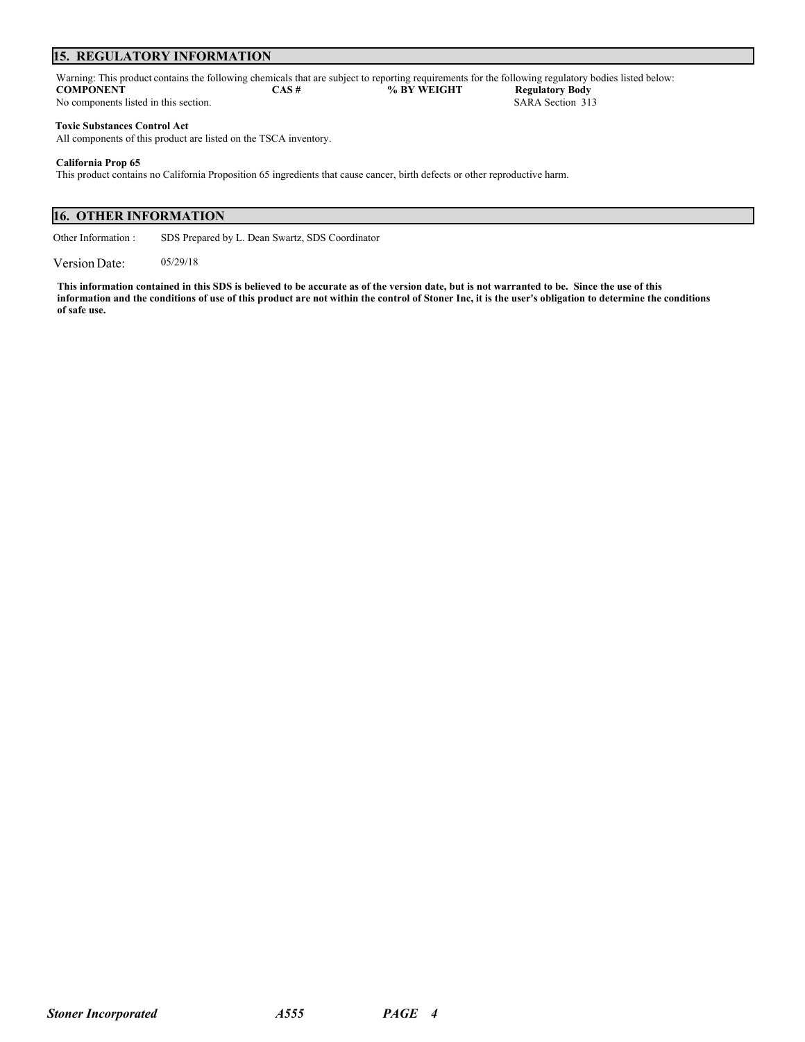## 15. REGULATORY INFORMATION

Warning: This product contains the following chemicals that are subject to reporting requirements for the following regulatory bodies listed below:

| COMPONENT | CAS # | % BY WEIGHT | Regulatory Body |
| --- | --- | --- | --- |
| No components listed in this section. | | | SARA Section 313 |

**Toxic Substances Control Act**

All components of this product are listed on the TSCA inventory.

**California Prop 65**

This product contains no California Proposition 65 ingredients that cause cancer, birth defects or other reproductive harm.

## 16. OTHER INFORMATION

Other Information : SDS Prepared by L. Dean Swartz, SDS Coordinator

Version Date: 05/29/18

**This information contained in this SDS is believed to be accurate as of the version date, but is not warranted to be. Since the use of this information and the conditions of use of this product are not within the control of Stoner Inc, it is the user's obligation to determine the conditions of safe use.**